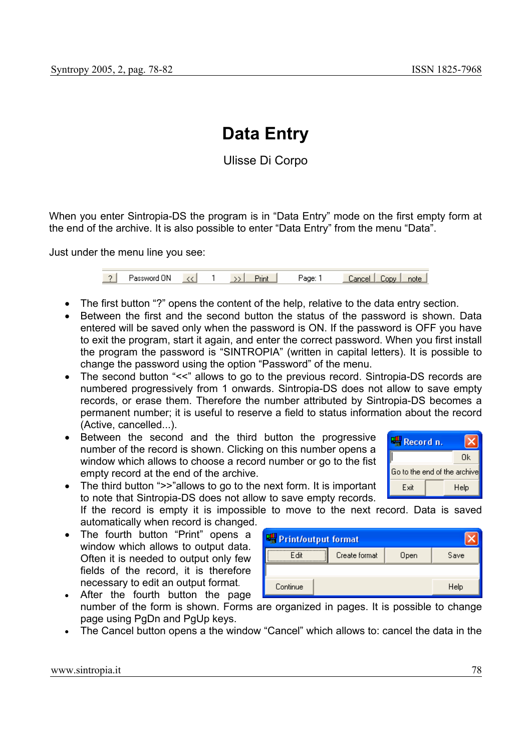# Data Entry

Ulisse Di Corpo

When you enter Sintropia-DS the program is in “Data Entry” mode on the first empty form at the end of the archive. It is also possible to enter “Data Entry” from the menu “Data”.

Just under the menu line you see:

- The first button “?” opens the content of the help, relative to the data entry section.
- Between the first and the second button the status of the password is shown. Data entered will be saved only when the password is ON. If the password is OFF you have to exit the program, start it again, and enter the correct password. When you first install the program the password is “SINTROPIA” (written in capital letters). It is possible to change the password using the option “Password” of the menu.
- The second button “<<” allows to go to the previous record. Sintropia-DS records are numbered progressively from 1 onwards. Sintropia-DS does not allow to save empty records, or erase them. Therefore the number attributed by Sintropia-DS becomes a permanent number; it is useful to reserve a field to status information about the record (Active, cancelled...).
- Between the second and the third button the progressive number of the record is shown. Clicking on this number opens a window which allows to choose a record number or go to the fist empty record at the end of the archive.
- The third button “>>”allows to go to the next form. It is important to note that Sintropia-DS does not allow to save empty records. If the record is empty it is impossible to move to the next record. Data is saved automatically when record is changed.
- The fourth button “Print” opens a window which allows to output data. Often it is needed to output only few fields of the record, it is therefore necessary to edit an output format.
- After the fourth button the page number of the form is shown. Forms are organized in pages. It is possible to change page using PgDn and PgUp keys.
- The Cancel button opens a the window “Cancel” which allows to: cancel the data in the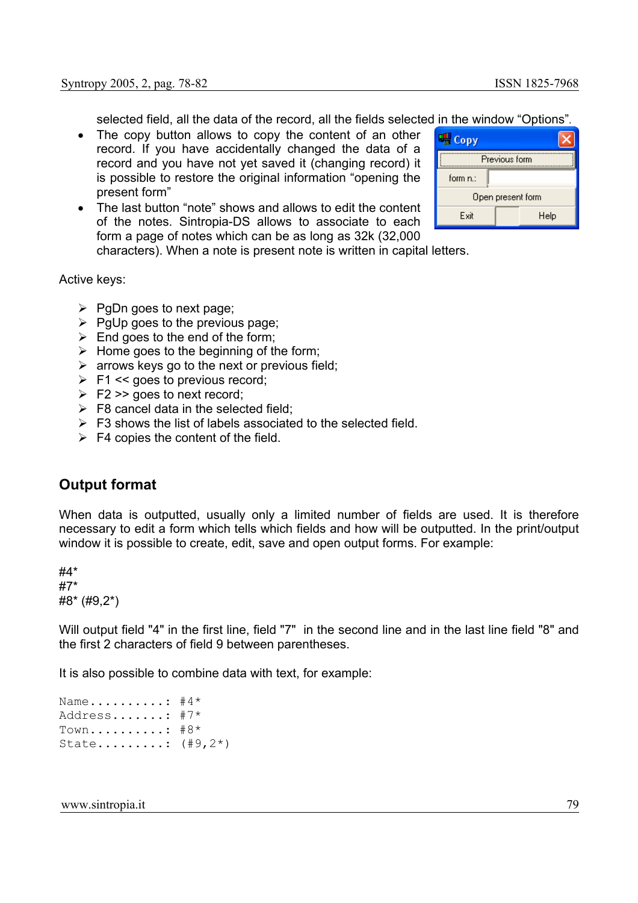selected field, all the data of the record, all the fields selected in the window "Options".

- The copy button allows to copy the content of an other record. If you have accidentally changed the data of a record and you have not yet saved it (changing record) it is possible to restore the original information "opening the present form"
- The last button "note" shows and allows to edit the content of the notes. Sintropia-DS allows to associate to each form a page of notes which can be as long as 32k (32,000 characters). When a note is present note is written in capital letters.

Active keys:

- PgDn goes to next page;
- PgUp goes to the previous page;
- End goes to the end of the form;
- Home goes to the beginning of the form;
- arrows keys go to the next or previous field;
- F1 << goes to previous record;
- F2 >> goes to next record;
- F8 cancel data in the selected field;
- F3 shows the list of labels associated to the selected field.
- F4 copies the content of the field.

## Output format

When data is outputted, usually only a limited number of fields are used. It is therefore necessary to edit a form which tells which fields and how will be outputted. In the print/output window it is possible to create, edit, save and open output forms. For example:

```
#4*
#7*
#8* (#9,2*)
```

Will output field "4" in the first line, field "7" in the second line and in the last line field "8" and the first 2 characters of field 9 between parentheses.

It is also possible to combine data with text, for example:

```
Name..........: #4*
Address.......: #7*
Town..........: #8*
State.........: (#9,2*)
```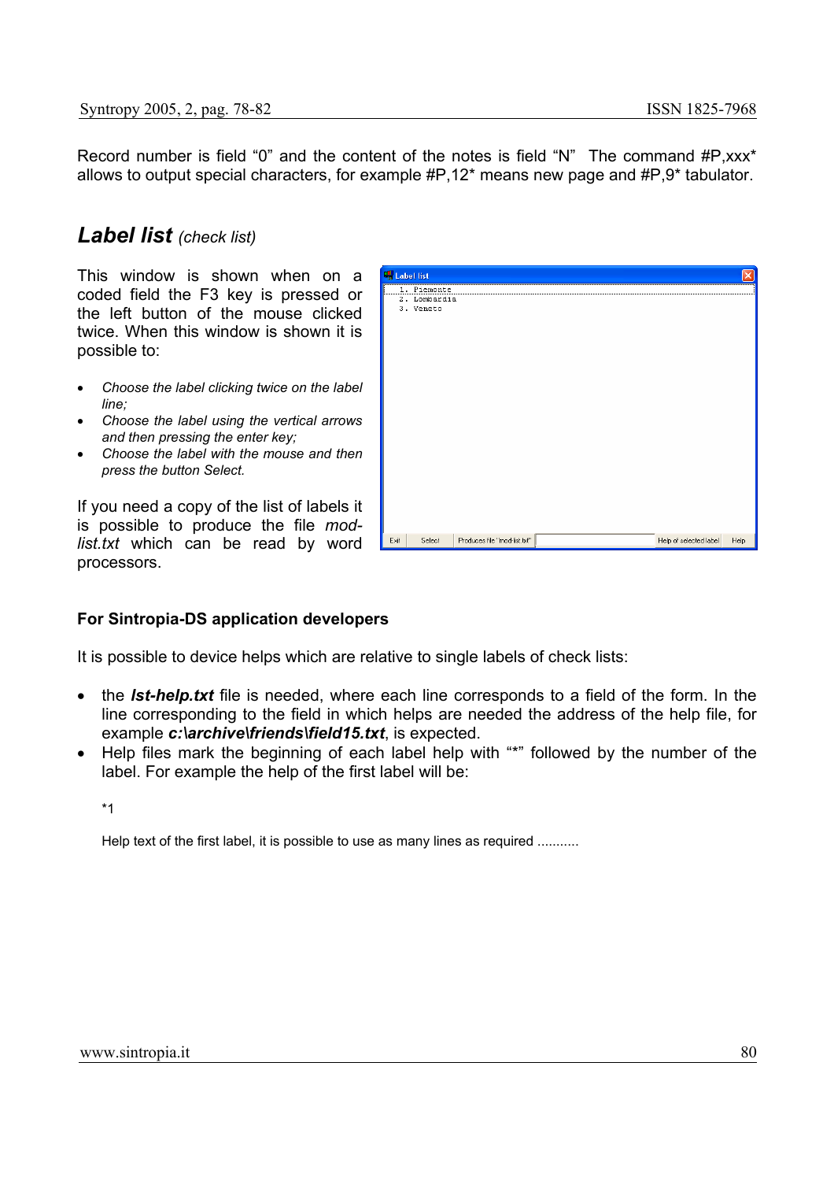Record number is field “0” and the content of the notes is field “N” The command #P,xxx* allows to output special characters, for example #P,12* means new page and #P,9* tabulator.

## *Label list* *(check list)*

This window is shown when on a coded field the F3 key is pressed or the left button of the mouse clicked twice. When this window is shown it is possible to:

- *Choose the label clicking twice on the label line;*
- *Choose the label using the vertical arrows and then pressing the enter key;*
- *Choose the label with the mouse and then press the button Select.*

If you need a copy of the list of labels it is possible to produce the file *mod-list.txt* which can be read by word processors.

**For Sintropia-DS application developers**

It is possible to device helps which are relative to single labels of check lists:

- the ***lst-help.txt*** file is needed, where each line corresponds to a field of the form. In the line corresponding to the field in which helps are needed the address of the help file, for example ***c:\archive\friends\field15.txt***, is expected.
- Help files mark the beginning of each label help with “*” followed by the number of the label. For example the help of the first label will be:

  *1

  Help text of the first label, it is possible to use as many lines as required ...........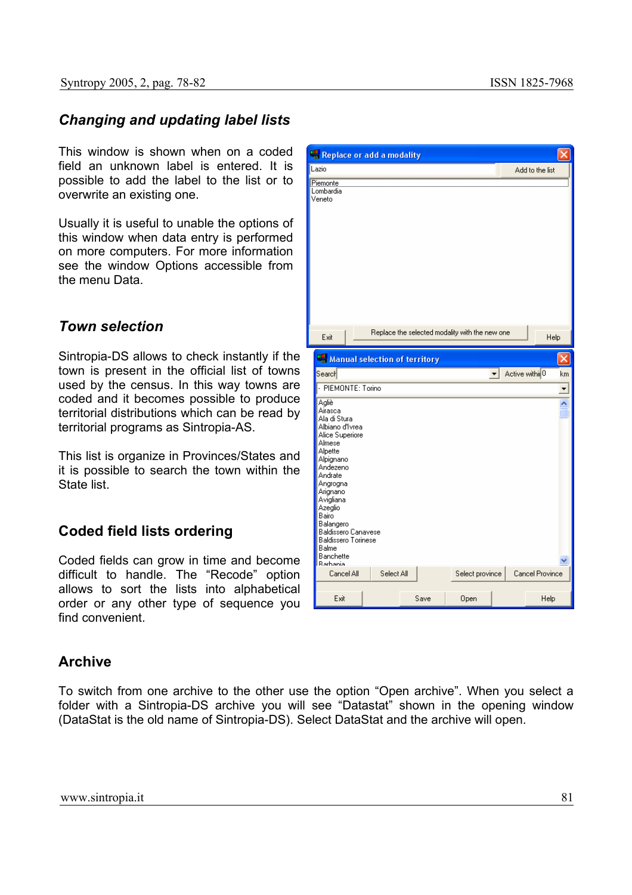### *Changing and updating label lists*

This window is shown when on a coded field an unknown label is entered. It is possible to add the label to the list or to overwrite an existing one.

Usually it is useful to unable the options of this window when data entry is performed on more computers. For more information see the window Options accessible from the menu Data.

### *Town selection*

Sintropia-DS allows to check instantly if the town is present in the official list of towns used by the census. In this way towns are coded and it becomes possible to produce territorial distributions which can be read by territorial programs as Sintropia-AS.

This list is organize in Provinces/States and it is possible to search the town within the State list.

### Coded field lists ordering

Coded fields can grow in time and become difficult to handle. The "Recode" option allows to sort the lists into alphabetical order or any other type of sequence you find convenient.

### Archive

To switch from one archive to the other use the option "Open archive". When you select a folder with a Sintropia-DS archive you will see "Datastat" shown in the opening window (DataStat is the old name of Sintropia-DS). Select DataStat and the archive will open.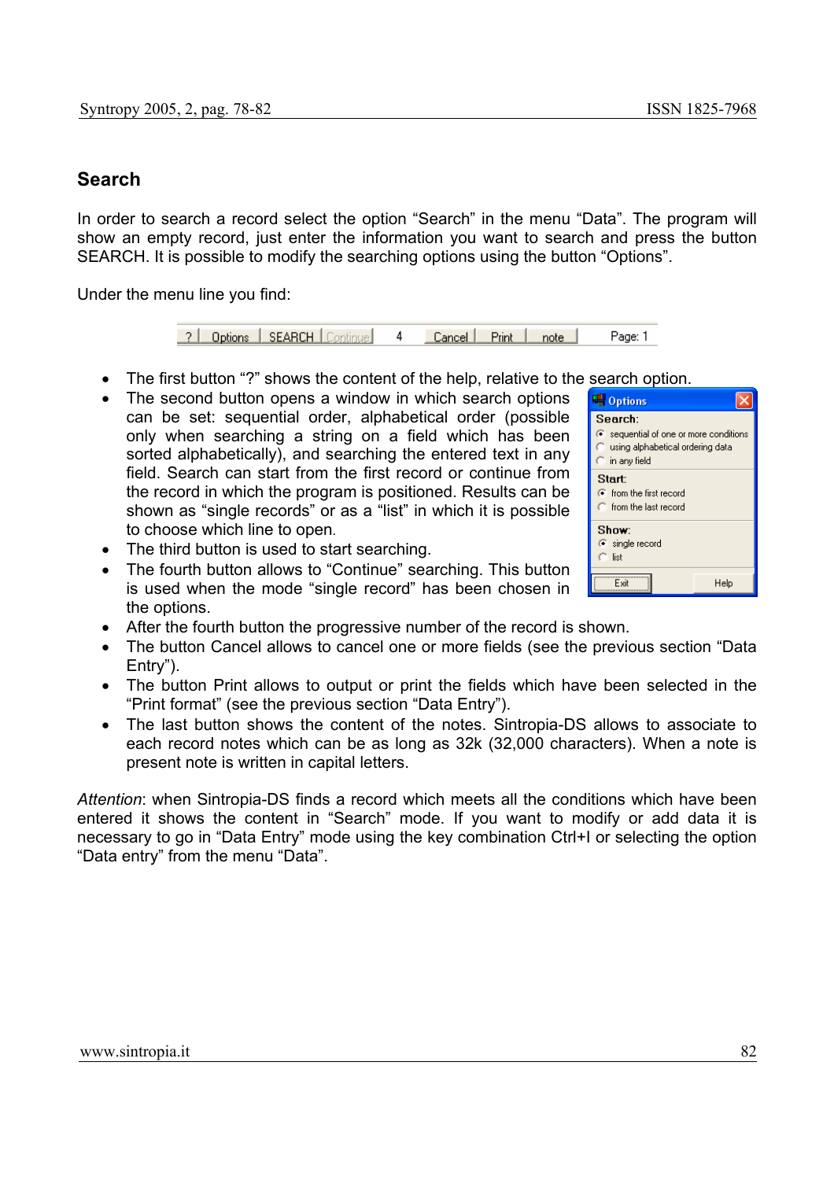## Search

In order to search a record select the option “Search” in the menu “Data”. The program will show an empty record, just enter the information you want to search and press the button SEARCH. It is possible to modify the searching options using the button “Options”.

Under the menu line you find:

? Options SEARCH Continue 4 Cancel Print note Page: 1

- The first button “?” shows the content of the help, relative to the search option.
- The second button opens a window in which search options can be set: sequential order, alphabetical order (possible only when searching a string on a field which has been sorted alphabetically), and searching the entered text in any field. Search can start from the first record or continue from the record in which the program is positioned. Results can be shown as “single records” or as a “list” in which it is possible to choose which line to open.
- The third button is used to start searching.
- The fourth button allows to “Continue” searching. This button is used when the mode “single record” has been chosen in the options.
- After the fourth button the progressive number of the record is shown.
- The button Cancel allows to cancel one or more fields (see the previous section “Data Entry”).
- The button Print allows to output or print the fields which have been selected in the “Print format” (see the previous section “Data Entry”).
- The last button shows the content of the notes. Sintropia-DS allows to associate to each record notes which can be as long as 32k (32,000 characters). When a note is present note is written in capital letters.

Options

Search:
- sequential of one or more conditions
- using alphabetical ordering data
- in any field

Start:
- from the first record
- from the last record

Show:
- single record
- list

Exit Help

*Attention*: when Sintropia-DS finds a record which meets all the conditions which have been entered it shows the content in “Search” mode. If you want to modify or add data it is necessary to go in “Data Entry” mode using the key combination Ctrl+I or selecting the option “Data entry” from the menu “Data”.